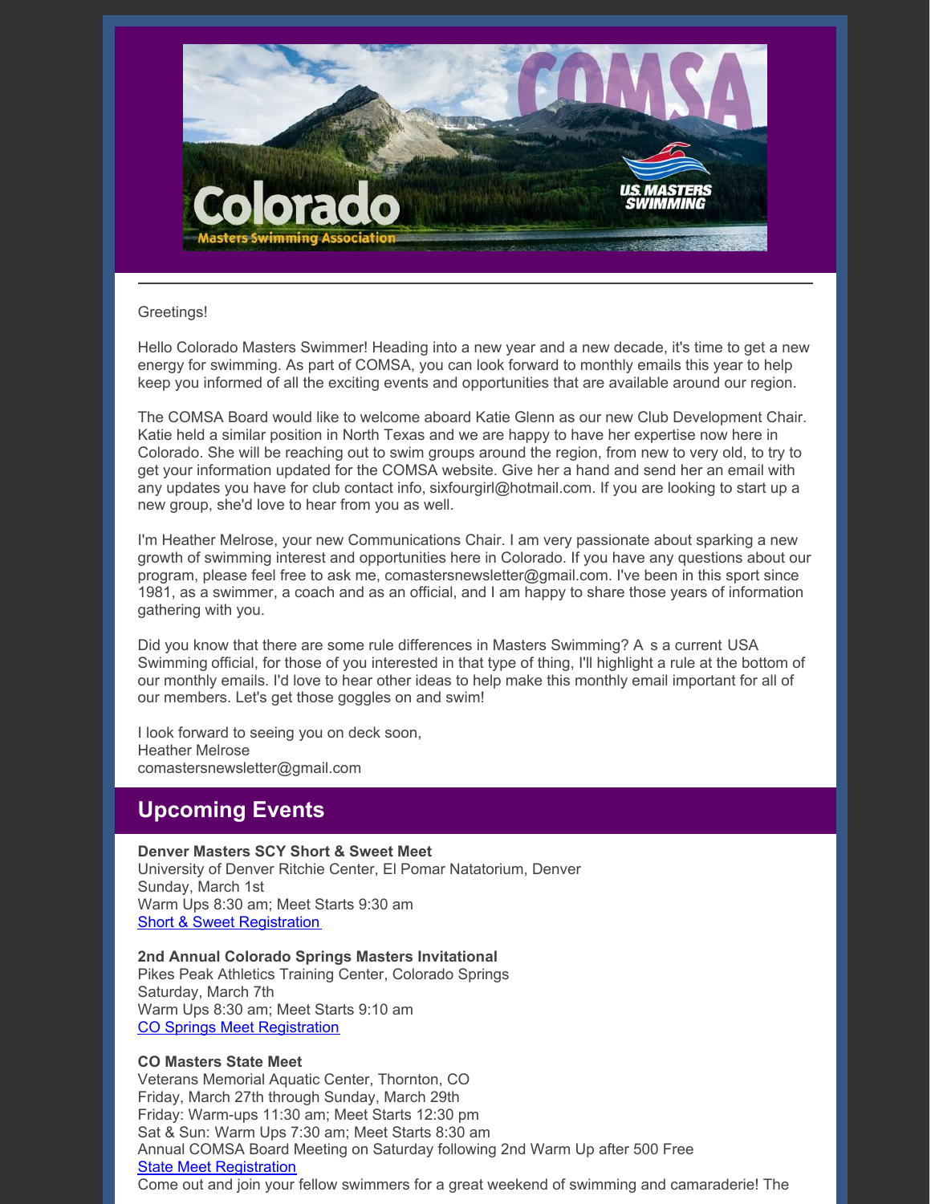Greetings!

Hello Colorado Masters Swimmer! Heading into a new year and a new decade, it's time to get a new energy for swimming. As part of COMSA, you can look forward to monthly emails this year to help keep you informed of all the exciting events and opportunities that are available around our region.

The COMSA Board would like to welcome aboard Katie Glenn as our new Club Development Chair. Katie held a similar position in North Texas and we are happy to have her expertise now here in Colorado. She will be reaching out to swim groups around the region, from new to very old, to try to get your information updated for the COMSA website. Give her a hand and send her an email with any updates you have for club contact info, sixfourgirl@hotmail.com. If you are looking to start up a new group, she'd love to hear from you as well.

I'm Heather Melrose, your new Communications Chair. I am very passionate about sparking a new growth of swimming interest and opportunities here in Colorado. If you have any questions about our program, please feel free to ask me, comastersnewsletter@gmail.com. I've been in this sport since 1981, as a swimmer, a coach and as an official, and I am happy to share those years of information gathering with you.

Did you know that there are some rule differences in Masters Swimming? As a current USA Swimming official, for those of you interested in that type of thing, I'll highlight a rule at the bottom of our monthly emails. I'd love to hear other ideas to help make this monthly email important for all of our members. Let's get those goggles on and swim!

I look forward to seeing you on deck soon,
Heather Melrose
comastersnewsletter@gmail.com

## Upcoming Events

**Denver Masters SCY Short & Sweet Meet**
University of Denver Ritchie Center, El Pomar Natatorium, Denver
Sunday, March 1st
Warm Ups 8:30 am; Meet Starts 9:30 am
Short & Sweet Registration

**2nd Annual Colorado Springs Masters Invitational**
Pikes Peak Athletics Training Center, Colorado Springs
Saturday, March 7th
Warm Ups 8:30 am; Meet Starts 9:10 am
CO Springs Meet Registration

**CO Masters State Meet**
Veterans Memorial Aquatic Center, Thornton, CO
Friday, March 27th through Sunday, March 29th
Friday: Warm-ups 11:30 am; Meet Starts 12:30 pm
Sat & Sun: Warm Ups 7:30 am; Meet Starts 8:30 am
Annual COMSA Board Meeting on Saturday following 2nd Warm Up after 500 Free
State Meet Registration
Come out and join your fellow swimmers for a great weekend of swimming and camaraderie! The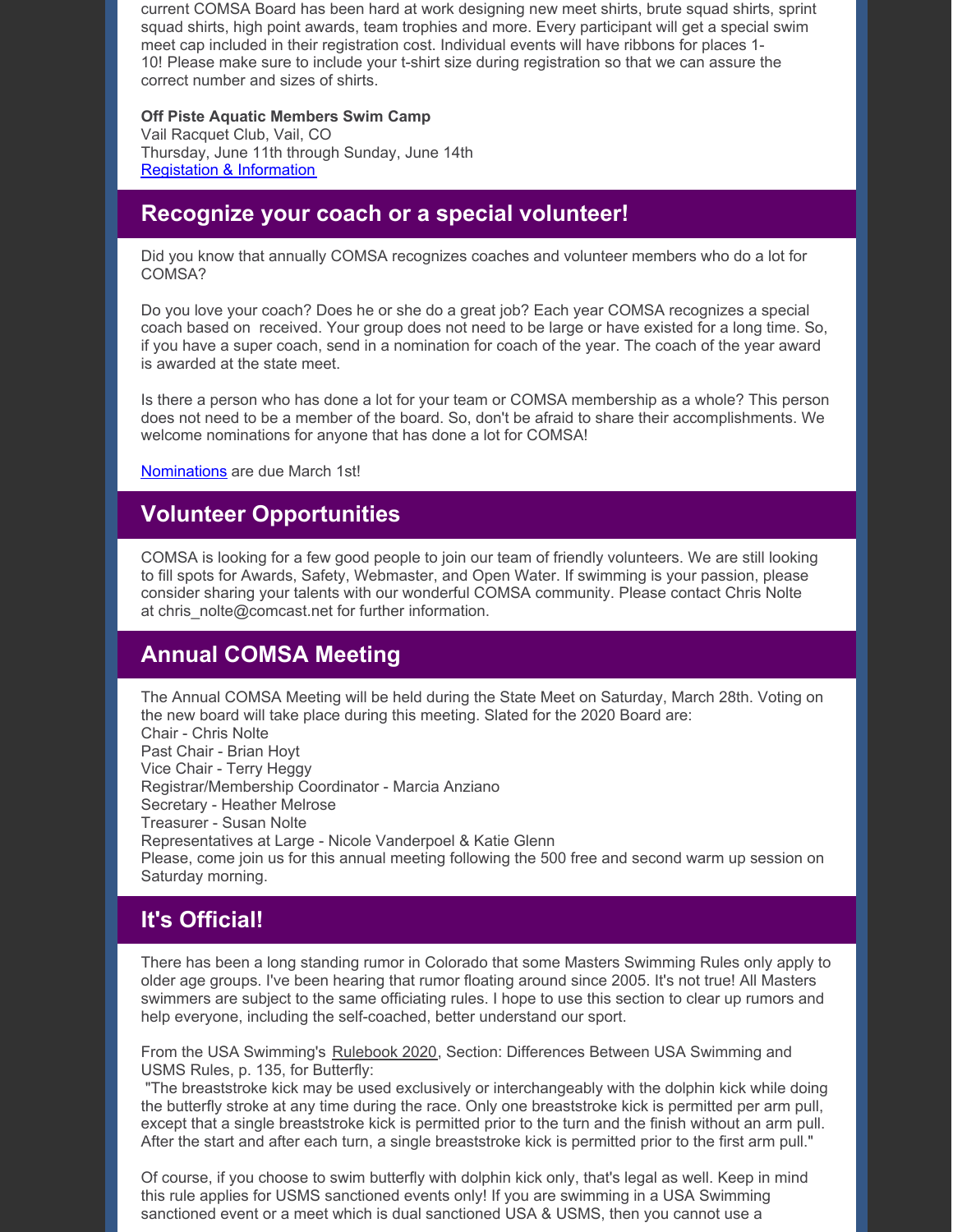current COMSA Board has been hard at work designing new meet shirts, brute squad shirts, sprint squad shirts, high point awards, team trophies and more. Every participant will get a special swim meet cap included in their registration cost. Individual events will have ribbons for places 1-10! Please make sure to include your t-shirt size during registration so that we can assure the correct number and sizes of shirts.

**Off Piste Aquatic Members Swim Camp**
Vail Racquet Club, Vail, CO
Thursday, June 11th through Sunday, June 14th
[Registation & Information]

## Recognize your coach or a special volunteer!

Did you know that annually COMSA recognizes coaches and volunteer members who do a lot for COMSA?

Do you love your coach? Does he or she do a great job? Each year COMSA recognizes a special coach based on  received. Your group does not need to be large or have existed for a long time. So, if you have a super coach, send in a nomination for coach of the year. The coach of the year award is awarded at the state meet.

Is there a person who has done a lot for your team or COMSA membership as a whole? This person does not need to be a member of the board. So, don't be afraid to share their accomplishments. We welcome nominations for anyone that has done a lot for COMSA!

[Nominations] are due March 1st!

## Volunteer Opportunities

COMSA is looking for a few good people to join our team of friendly volunteers. We are still looking to fill spots for Awards, Safety, Webmaster, and Open Water. If swimming is your passion, please consider sharing your talents with our wonderful COMSA community. Please contact Chris Nolte at chris_nolte@comcast.net for further information.

## Annual COMSA Meeting

The Annual COMSA Meeting will be held during the State Meet on Saturday, March 28th. Voting on the new board will take place during this meeting. Slated for the 2020 Board are:
Chair - Chris Nolte
Past Chair - Brian Hoyt
Vice Chair - Terry Heggy
Registrar/Membership Coordinator - Marcia Anziano
Secretary - Heather Melrose
Treasurer - Susan Nolte
Representatives at Large - Nicole Vanderpoel & Katie Glenn
Please, come join us for this annual meeting following the 500 free and second warm up session on Saturday morning.

## It's Official!

There has been a long standing rumor in Colorado that some Masters Swimming Rules only apply to older age groups. I've been hearing that rumor floating around since 2005. It's not true! All Masters swimmers are subject to the same officiating rules. I hope to use this section to clear up rumors and help everyone, including the self-coached, better understand our sport.

From the USA Swimming's Rulebook 2020, Section: Differences Between USA Swimming and USMS Rules, p. 135, for Butterfly:
"The breaststroke kick may be used exclusively or interchangeably with the dolphin kick while doing the butterfly stroke at any time during the race. Only one breaststroke kick is permitted per arm pull, except that a single breaststroke kick is permitted prior to the turn and the finish without an arm pull. After the start and after each turn, a single breaststroke kick is permitted prior to the first arm pull."

Of course, if you choose to swim butterfly with dolphin kick only, that's legal as well. Keep in mind this rule applies for USMS sanctioned events only! If you are swimming in a USA Swimming sanctioned event or a meet which is dual sanctioned USA & USMS, then you cannot use a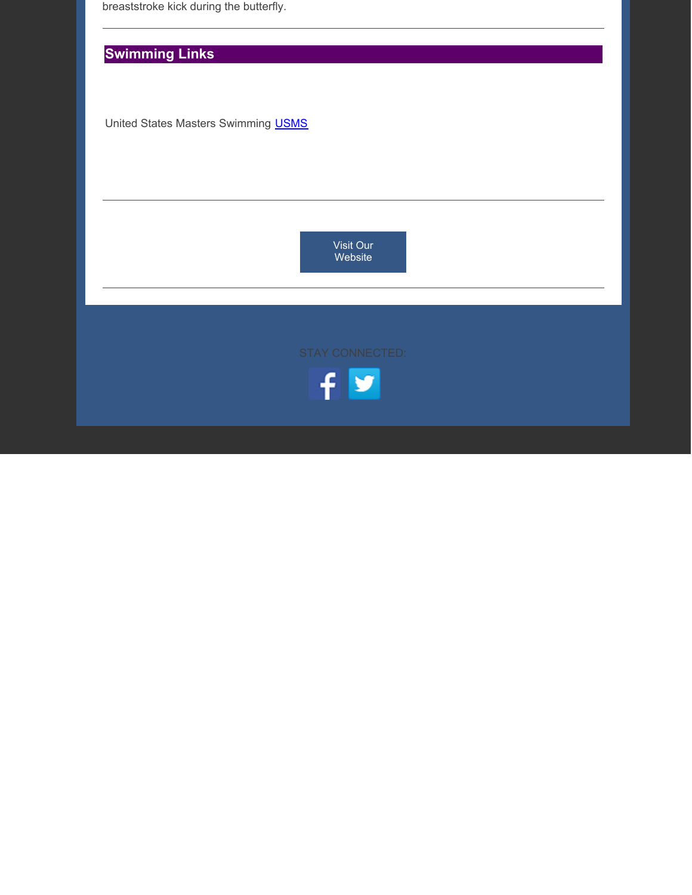breaststroke kick during the butterfly.

---

## Swimming Links

United States Masters Swimming USMS

---

Visit Our Website

---

STAY CONNECTED: